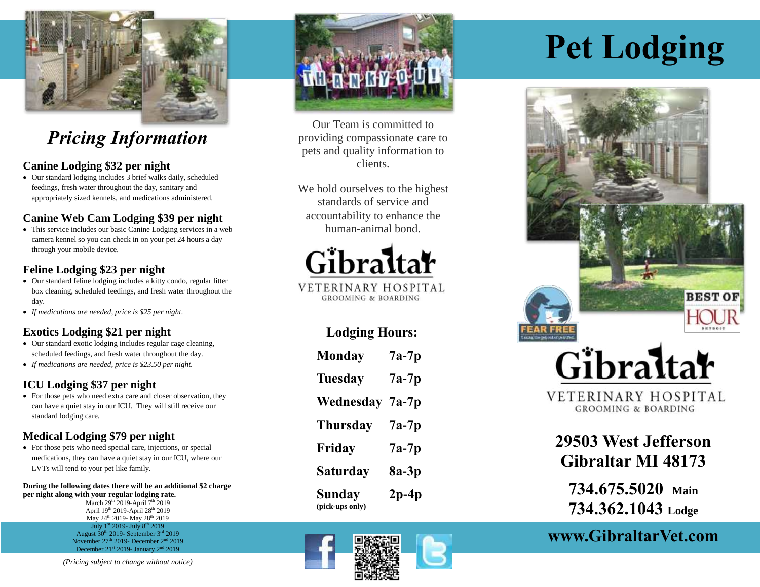## Pricing Information

### Canine Lodging $32 per night

- Our standard lodging includes 3 brief walks daily, scheduled feedings, fresh water throughout the day, sanitary and appropriately sized kennels, and medications administered.

### Canine Web Cam Lodging $39 per night

- This service includes our basic Canine Lodging services in a web camera kennel so you can check in on your pet 24 hours a day through your mobile device.

### Feline Lodging $23 per night

- Our standard feline lodging includes a kitty condo, regular litter box cleaning, scheduled feedings, and fresh water throughout the day.
- *If medications are needed, price is $25 per night.*

### Exotics Lodging $21 per night

- Our standard exotic lodging includes regular cage cleaning, scheduled feedings, and fresh water throughout the day.
- *If medications are needed, price is $23.50 per night.*

### ICU Lodging $37 per night

- For those pets who need extra care and closer observation, they can have a quiet stay in our ICU. They will still receive our standard lodging care.

### Medical Lodging $79 per night

- For those pets who need special care, injections, or special medications, they can have a quiet stay in our ICU, where our LVTs will tend to your pet like family.

**During the following dates there will be an additional $2 charge per night along with your regular lodging rate.**

March 29th 2019-April 7th 2019
April 19th 2019-April 28th 2019
May 24th 2019- May 28th 2019
July 1st 2019- July 8th 2019
August 30th 2019- September 3rd 2019
November 27th 2019- December 2nd 2019
December 21st 2019- January 2nd 2019

*(Pricing subject to change without notice)*

THANK YOU!

Our Team is committed to providing compassionate care to pets and quality information to clients.

We hold ourselves to the highest standards of service and accountability to enhance the human-animal bond.

Gibraltar
VETERINARY HOSPITAL
GROOMING & BOARDING

### Lodging Hours:

| | |
|---|---|
| **Monday** | **7a-7p** |
| **Tuesday** | **7a-7p** |
| **Wednesday** | **7a-7p** |
| **Thursday** | **7a-7p** |
| **Friday** | **7a-7p** |
| **Saturday** | **8a-3p** |
| **Sunday (pick-ups only)** | **2p-4p** |

# Pet Lodging

FEAR FREE

BEST OF HOUR DETROIT

Gibraltar
VETERINARY HOSPITAL
GROOMING & BOARDING

**29503 West Jefferson**
**Gibraltar MI 48173**

**734.675.5020 Main**
**734.362.1043 Lodge**

**www.GibraltarVet.com**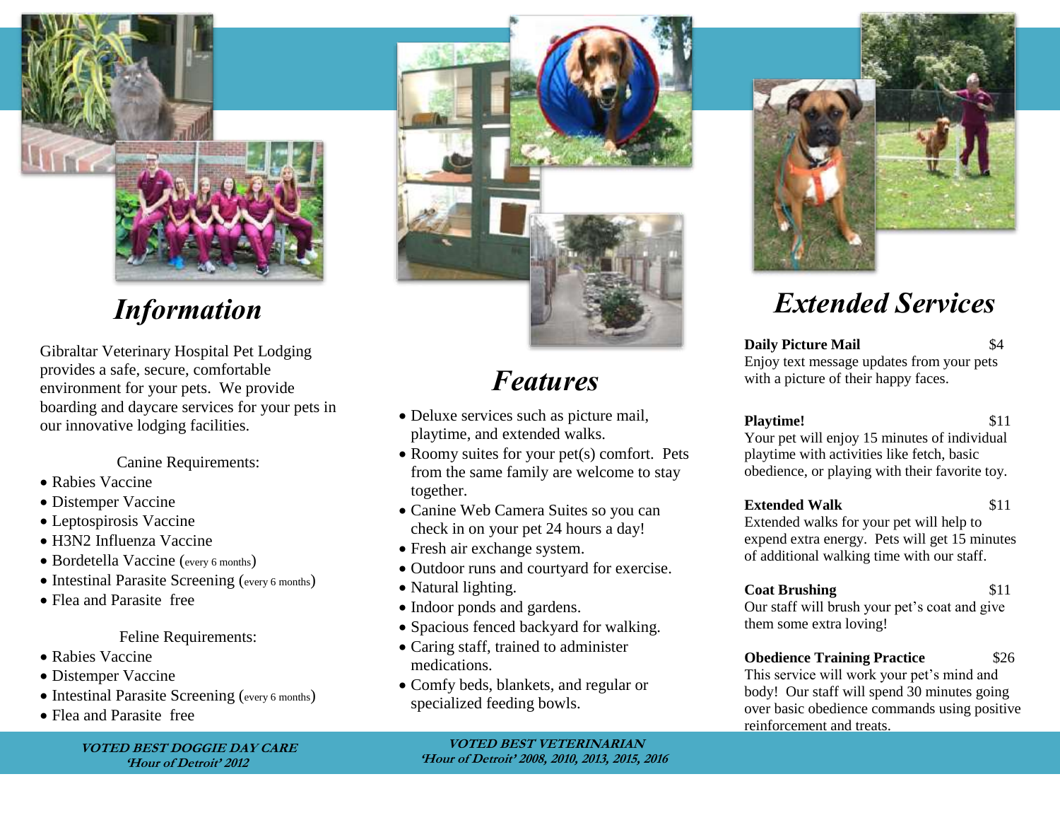# *Information*

Gibraltar Veterinary Hospital Pet Lodging provides a safe, secure, comfortable environment for your pets. We provide boarding and daycare services for your pets in our innovative lodging facilities.

Canine Requirements:

- Rabies Vaccine
- Distemper Vaccine
- Leptospirosis Vaccine
- H3N2 Influenza Vaccine
- Bordetella Vaccine (every 6 months)
- Intestinal Parasite Screening (every 6 months)
- Flea and Parasite free

Feline Requirements:

- Rabies Vaccine
- Distemper Vaccine
- Intestinal Parasite Screening (every 6 months)
- Flea and Parasite free

***VOTED BEST DOGGIE DAY CARE***
***'Hour of Detroit' 2012***

# *Features*

- Deluxe services such as picture mail, playtime, and extended walks.
- Roomy suites for your pet(s) comfort. Pets from the same family are welcome to stay together.
- Canine Web Camera Suites so you can check in on your pet 24 hours a day!
- Fresh air exchange system.
- Outdoor runs and courtyard for exercise.
- Natural lighting.
- Indoor ponds and gardens.
- Spacious fenced backyard for walking.
- Caring staff, trained to administer medications.
- Comfy beds, blankets, and regular or specialized feeding bowls.

***VOTED BEST VETERINARIAN***
***'Hour of Detroit' 2008, 2010, 2013, 2015, 2016***

# *Extended Services*

**Daily Picture Mail** $4
Enjoy text message updates from your pets with a picture of their happy faces.

**Playtime!** $11
Your pet will enjoy 15 minutes of individual playtime with activities like fetch, basic obedience, or playing with their favorite toy.

**Extended Walk** $11
Extended walks for your pet will help to expend extra energy. Pets will get 15 minutes of additional walking time with our staff.

**Coat Brushing** $11
Our staff will brush your pet's coat and give them some extra loving!

**Obedience Training Practice** $26
This service will work your pet's mind and body! Our staff will spend 30 minutes going over basic obedience commands using positive reinforcement and treats.